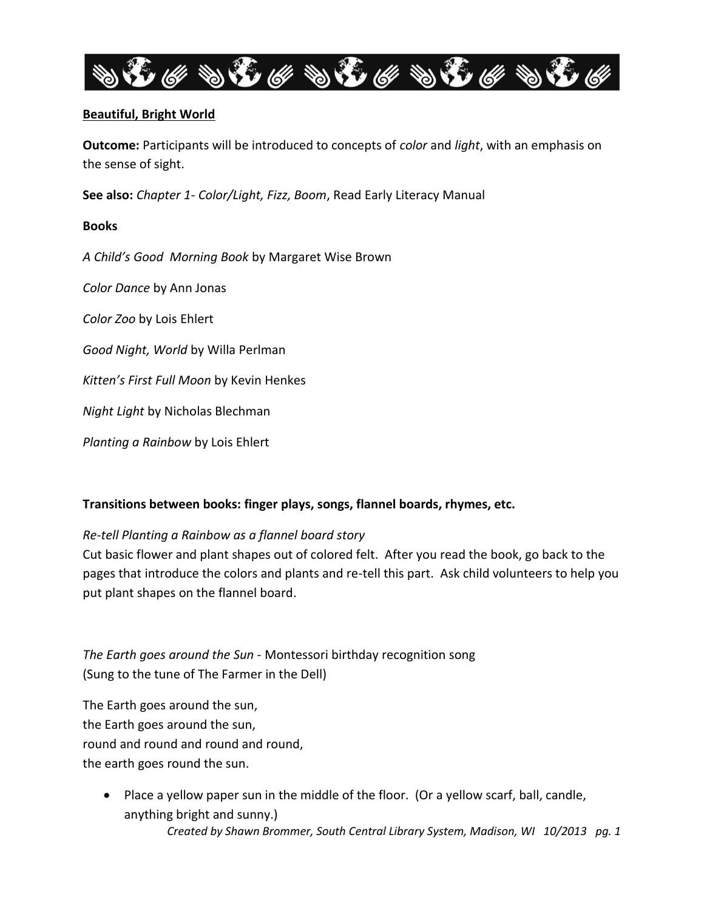**Beautiful, Bright World**

**Outcome:** Participants will be introduced to concepts of *color* and *light*, with an emphasis on the sense of sight.

**See also:** *Chapter 1- Color/Light, Fizz, Boom*, Read Early Literacy Manual

**Books**

*A Child's Good Morning Book* by Margaret Wise Brown

*Color Dance* by Ann Jonas

*Color Zoo* by Lois Ehlert

*Good Night, World* by Willa Perlman

*Kitten's First Full Moon* by Kevin Henkes

*Night Light* by Nicholas Blechman

*Planting a Rainbow* by Lois Ehlert

**Transitions between books: finger plays, songs, flannel boards, rhymes, etc.**

*Re-tell Planting a Rainbow as a flannel board story*
Cut basic flower and plant shapes out of colored felt. After you read the book, go back to the pages that introduce the colors and plants and re-tell this part. Ask child volunteers to help you put plant shapes on the flannel board.

*The Earth goes around the Sun* - Montessori birthday recognition song
(Sung to the tune of The Farmer in the Dell)

The Earth goes around the sun,
the Earth goes around the sun,
round and round and round and round,
the earth goes round the sun.

- Place a yellow paper sun in the middle of the floor. (Or a yellow scarf, ball, candle, anything bright and sunny.)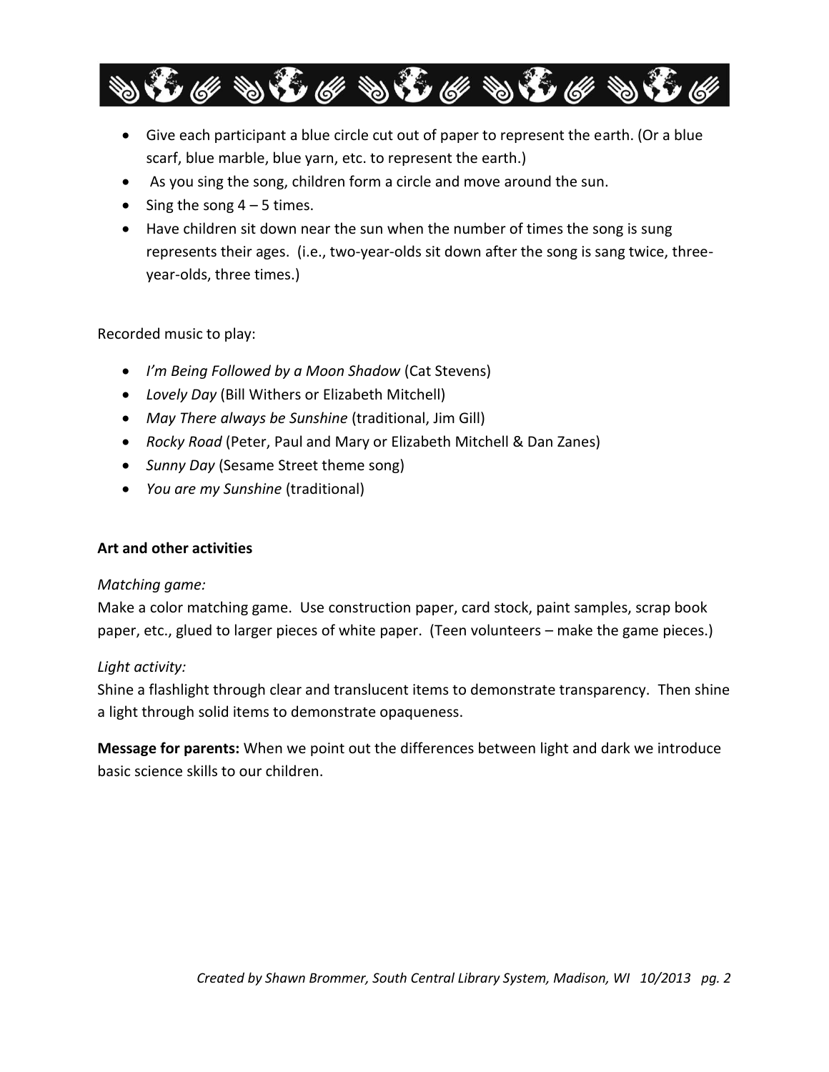- Give each participant a blue circle cut out of paper to represent the earth. (Or a blue scarf, blue marble, blue yarn, etc. to represent the earth.)
- As you sing the song, children form a circle and move around the sun.
- Sing the song 4 – 5 times.
- Have children sit down near the sun when the number of times the song is sung represents their ages. (i.e., two-year-olds sit down after the song is sang twice, three-year-olds, three times.)

Recorded music to play:

- *I'm Being Followed by a Moon Shadow* (Cat Stevens)
- *Lovely Day* (Bill Withers or Elizabeth Mitchell)
- *May There always be Sunshine* (traditional, Jim Gill)
- *Rocky Road* (Peter, Paul and Mary or Elizabeth Mitchell & Dan Zanes)
- *Sunny Day* (Sesame Street theme song)
- *You are my Sunshine* (traditional)

**Art and other activities**

*Matching game:*
Make a color matching game. Use construction paper, card stock, paint samples, scrap book paper, etc., glued to larger pieces of white paper. (Teen volunteers – make the game pieces.)

*Light activity:*
Shine a flashlight through clear and translucent items to demonstrate transparency. Then shine a light through solid items to demonstrate opaqueness.

**Message for parents:** When we point out the differences between light and dark we introduce basic science skills to our children.

*Created by Shawn Brommer, South Central Library System, Madison, WI 10/2013*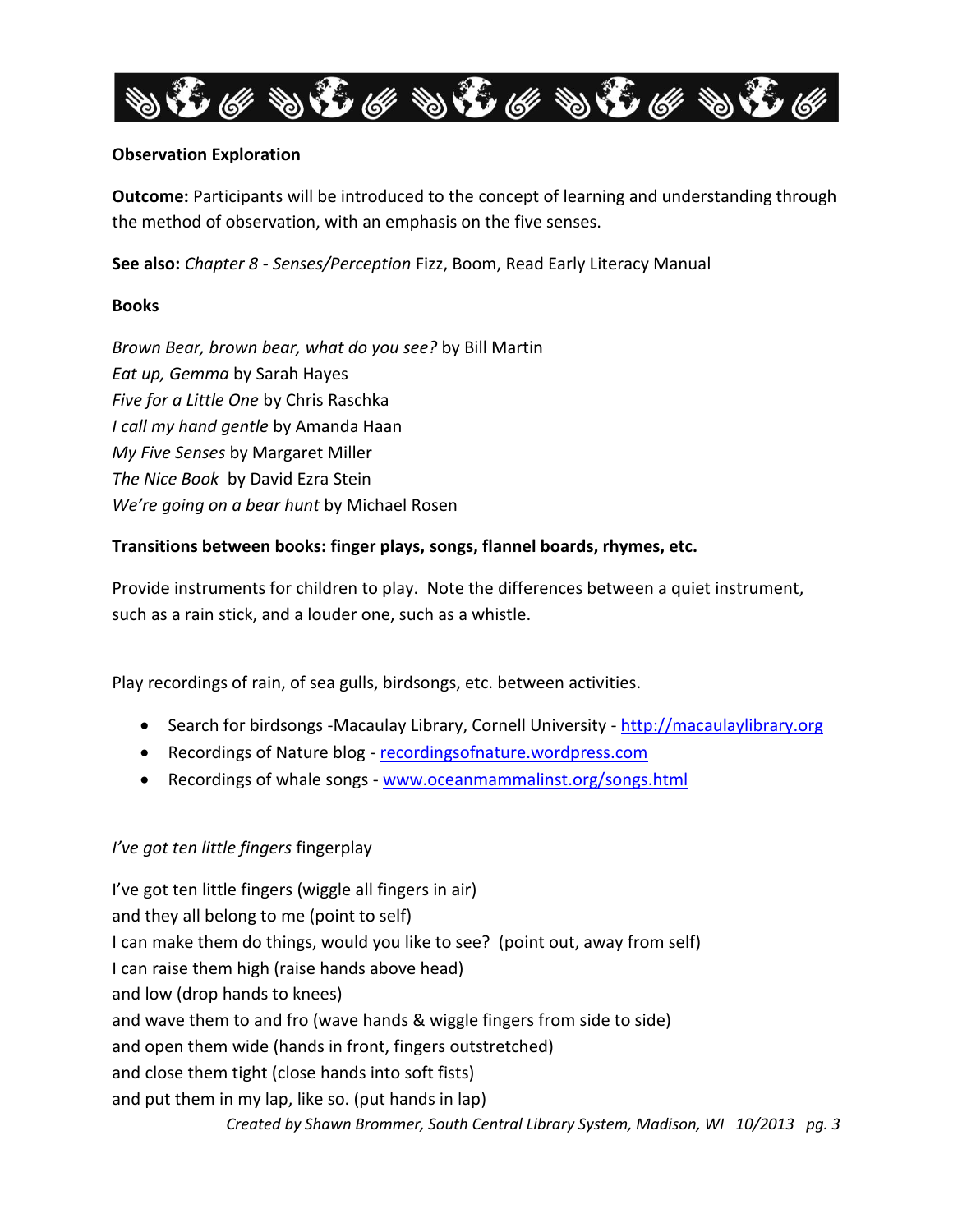**Observation Exploration**

**Outcome:** Participants will be introduced to the concept of learning and understanding through the method of observation, with an emphasis on the five senses.

**See also:** *Chapter 8 - Senses/Perception* Fizz, Boom, Read Early Literacy Manual

**Books**

*Brown Bear, brown bear, what do you see?* by Bill Martin
*Eat up, Gemma* by Sarah Hayes
*Five for a Little One* by Chris Raschka
*I call my hand gentle* by Amanda Haan
*My Five Senses* by Margaret Miller
*The Nice Book* by David Ezra Stein
*We're going on a bear hunt* by Michael Rosen

**Transitions between books: finger plays, songs, flannel boards, rhymes, etc.**

Provide instruments for children to play. Note the differences between a quiet instrument, such as a rain stick, and a louder one, such as a whistle.

Play recordings of rain, of sea gulls, birdsongs, etc. between activities.

- Search for birdsongs -Macaulay Library, Cornell University - http://macaulaylibrary.org
- Recordings of Nature blog - recordingsofnature.wordpress.com
- Recordings of whale songs - www.oceanmammalinst.org/songs.html

*I've got ten little fingers* fingerplay

I've got ten little fingers (wiggle all fingers in air)
and they all belong to me (point to self)
I can make them do things, would you like to see? (point out, away from self)
I can raise them high (raise hands above head)
and low (drop hands to knees)
and wave them to and fro (wave hands & wiggle fingers from side to side)
and open them wide (hands in front, fingers outstretched)
and close them tight (close hands into soft fists)
and put them in my lap, like so. (put hands in lap)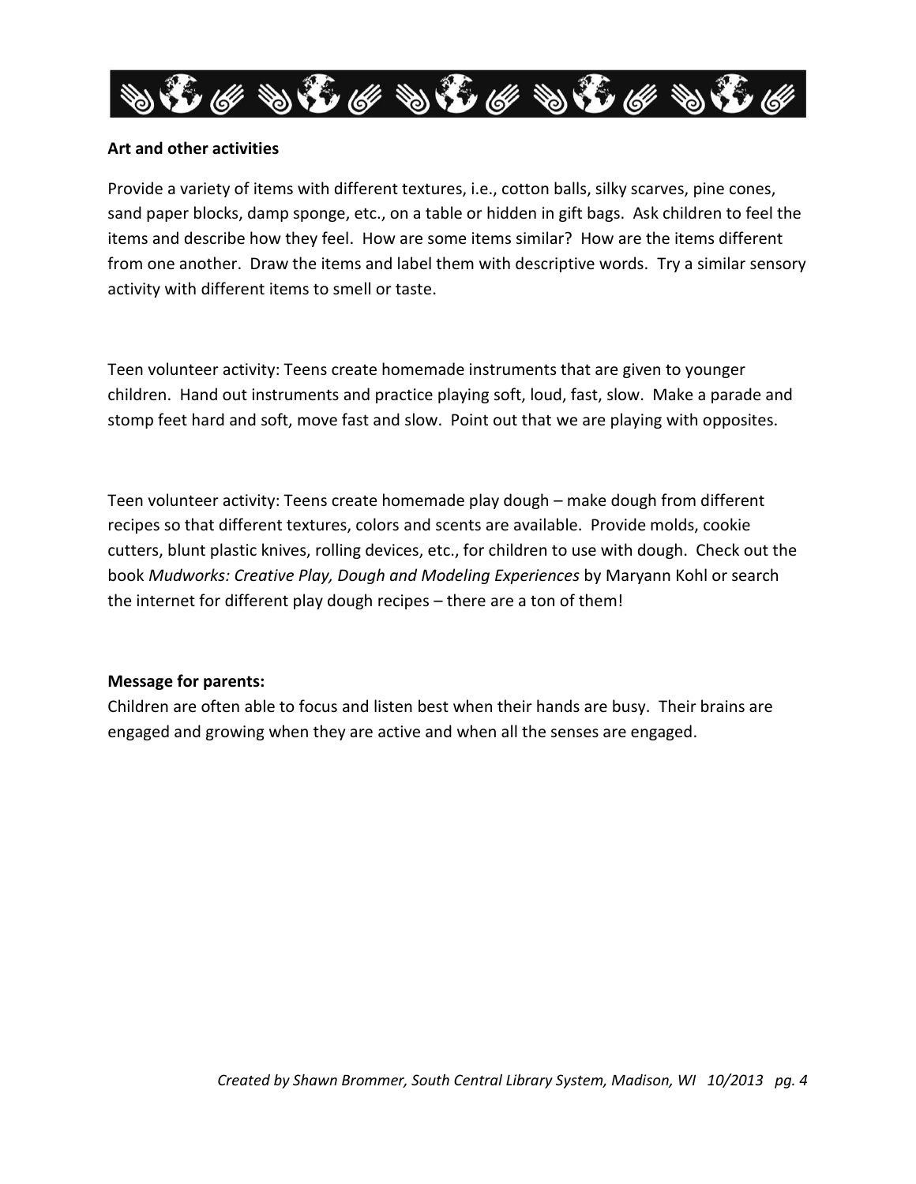**Art and other activities**

Provide a variety of items with different textures, i.e., cotton balls, silky scarves, pine cones, sand paper blocks, damp sponge, etc., on a table or hidden in gift bags. Ask children to feel the items and describe how they feel. How are some items similar? How are the items different from one another. Draw the items and label them with descriptive words. Try a similar sensory activity with different items to smell or taste.

Teen volunteer activity: Teens create homemade instruments that are given to younger children. Hand out instruments and practice playing soft, loud, fast, slow. Make a parade and stomp feet hard and soft, move fast and slow. Point out that we are playing with opposites.

Teen volunteer activity: Teens create homemade play dough – make dough from different recipes so that different textures, colors and scents are available. Provide molds, cookie cutters, blunt plastic knives, rolling devices, etc., for children to use with dough. Check out the book *Mudworks: Creative Play, Dough and Modeling Experiences* by Maryann Kohl or search the internet for different play dough recipes – there are a ton of them!

**Message for parents:**
Children are often able to focus and listen best when their hands are busy. Their brains are engaged and growing when they are active and when all the senses are engaged.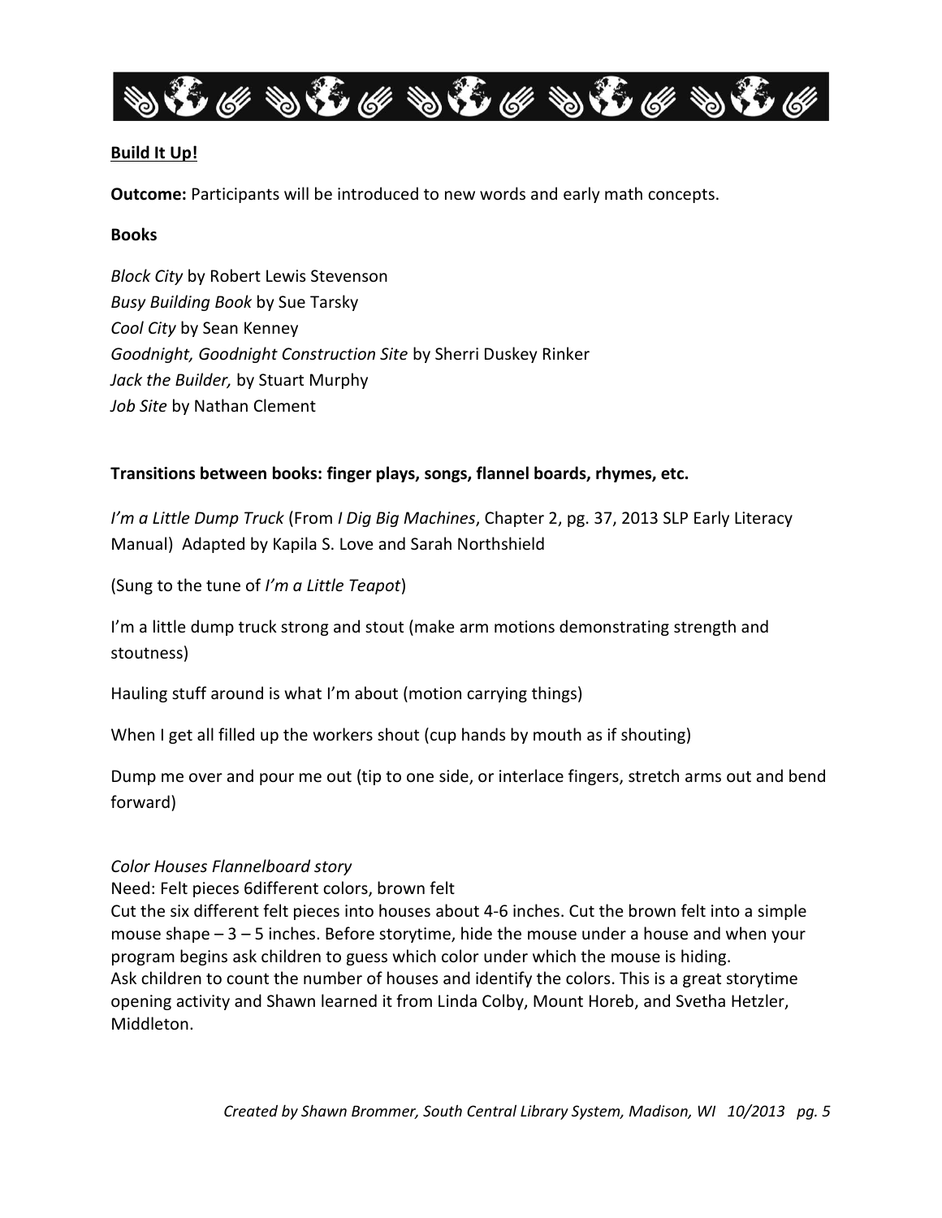**Build It Up!**

**Outcome:** Participants will be introduced to new words and early math concepts.

**Books**

*Block City* by Robert Lewis Stevenson
*Busy Building Book* by Sue Tarsky
*Cool City* by Sean Kenney
*Goodnight, Goodnight Construction Site* by Sherri Duskey Rinker
*Jack the Builder,* by Stuart Murphy
*Job Site* by Nathan Clement

**Transitions between books: finger plays, songs, flannel boards, rhymes, etc.**

*I'm a Little Dump Truck* (From *I Dig Big Machines*, Chapter 2, pg. 37, 2013 SLP Early Literacy Manual) Adapted by Kapila S. Love and Sarah Northshield

(Sung to the tune of *I'm a Little Teapot*)

I'm a little dump truck strong and stout (make arm motions demonstrating strength and stoutness)

Hauling stuff around is what I'm about (motion carrying things)

When I get all filled up the workers shout (cup hands by mouth as if shouting)

Dump me over and pour me out (tip to one side, or interlace fingers, stretch arms out and bend forward)

*Color Houses Flannelboard story*
Need: Felt pieces 6different colors, brown felt
Cut the six different felt pieces into houses about 4-6 inches. Cut the brown felt into a simple mouse shape – 3 – 5 inches. Before storytime, hide the mouse under a house and when your program begins ask children to guess which color under which the mouse is hiding.
Ask children to count the number of houses and identify the colors. This is a great storytime opening activity and Shawn learned it from Linda Colby, Mount Horeb, and Svetha Hetzler, Middleton.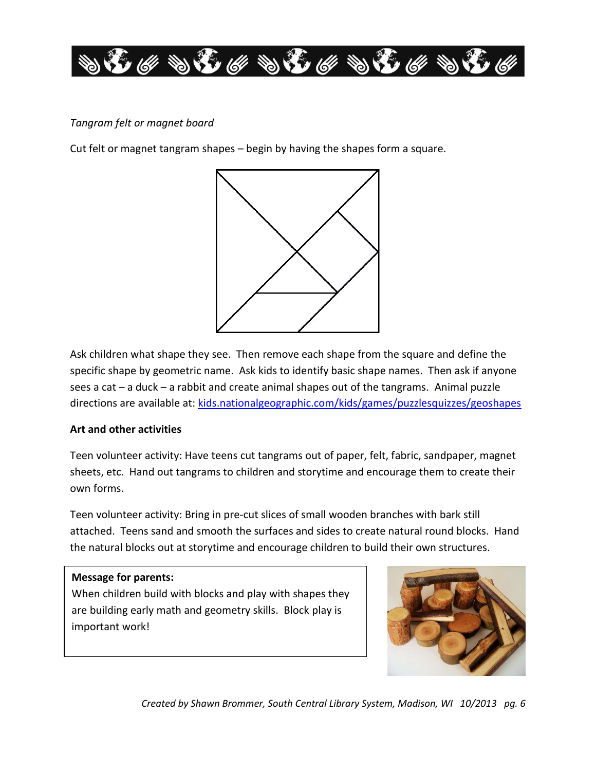*Tangram felt or magnet board*

Cut felt or magnet tangram shapes – begin by having the shapes form a square.

Ask children what shape they see. Then remove each shape from the square and define the specific shape by geometric name. Ask kids to identify basic shape names. Then ask if anyone sees a cat – a duck – a rabbit and create animal shapes out of the tangrams. Animal puzzle directions are available at: [kids.nationalgeographic.com/kids/games/puzzlesquizzes/geoshapes](kids.nationalgeographic.com/kids/games/puzzlesquizzes/geoshapes)

**Art and other activities**

Teen volunteer activity: Have teens cut tangrams out of paper, felt, fabric, sandpaper, magnet sheets, etc. Hand out tangrams to children and storytime and encourage them to create their own forms.

Teen volunteer activity: Bring in pre-cut slices of small wooden branches with bark still attached. Teens sand and smooth the surfaces and sides to create natural round blocks. Hand the natural blocks out at storytime and encourage children to build their own structures.

**Message for parents:**
When children build with blocks and play with shapes they are building early math and geometry skills. Block play is important work!

*Created by Shawn Brommer, South Central Library System, Madison, WI 10/2013*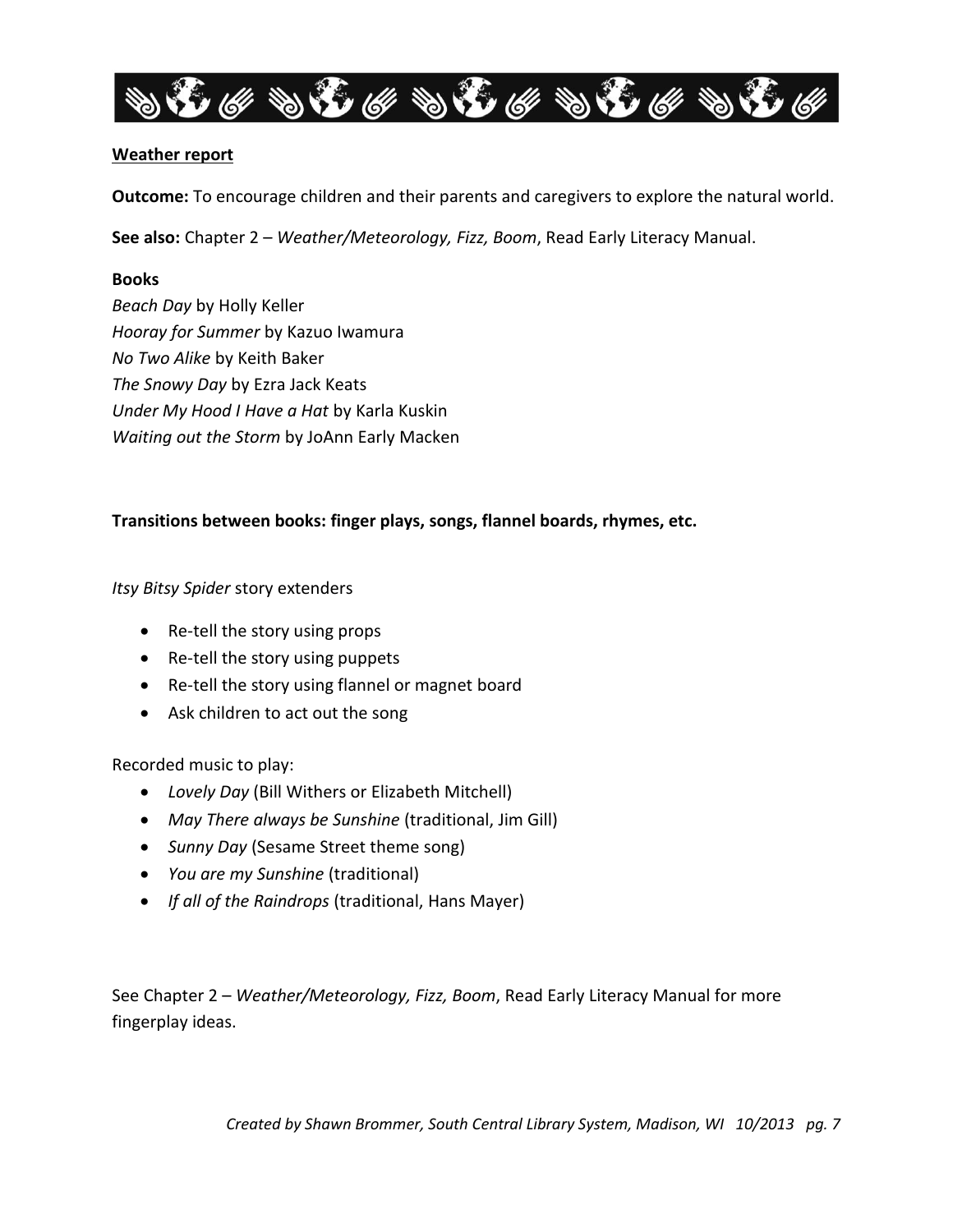**Weather report**

**Outcome:** To encourage children and their parents and caregivers to explore the natural world.

**See also:** Chapter 2 – *Weather/Meteorology, Fizz, Boom*, Read Early Literacy Manual.

**Books**

*Beach Day* by Holly Keller
*Hooray for Summer* by Kazuo Iwamura
*No Two Alike* by Keith Baker
*The Snowy Day* by Ezra Jack Keats
*Under My Hood I Have a Hat* by Karla Kuskin
*Waiting out the Storm* by JoAnn Early Macken

**Transitions between books: finger plays, songs, flannel boards, rhymes, etc.**

*Itsy Bitsy Spider* story extenders

- Re-tell the story using props
- Re-tell the story using puppets
- Re-tell the story using flannel or magnet board
- Ask children to act out the song

Recorded music to play:

- *Lovely Day* (Bill Withers or Elizabeth Mitchell)
- *May There always be Sunshine* (traditional, Jim Gill)
- *Sunny Day* (Sesame Street theme song)
- *You are my Sunshine* (traditional)
- *If all of the Raindrops* (traditional, Hans Mayer)

See Chapter 2 – *Weather/Meteorology, Fizz, Boom*, Read Early Literacy Manual for more fingerplay ideas.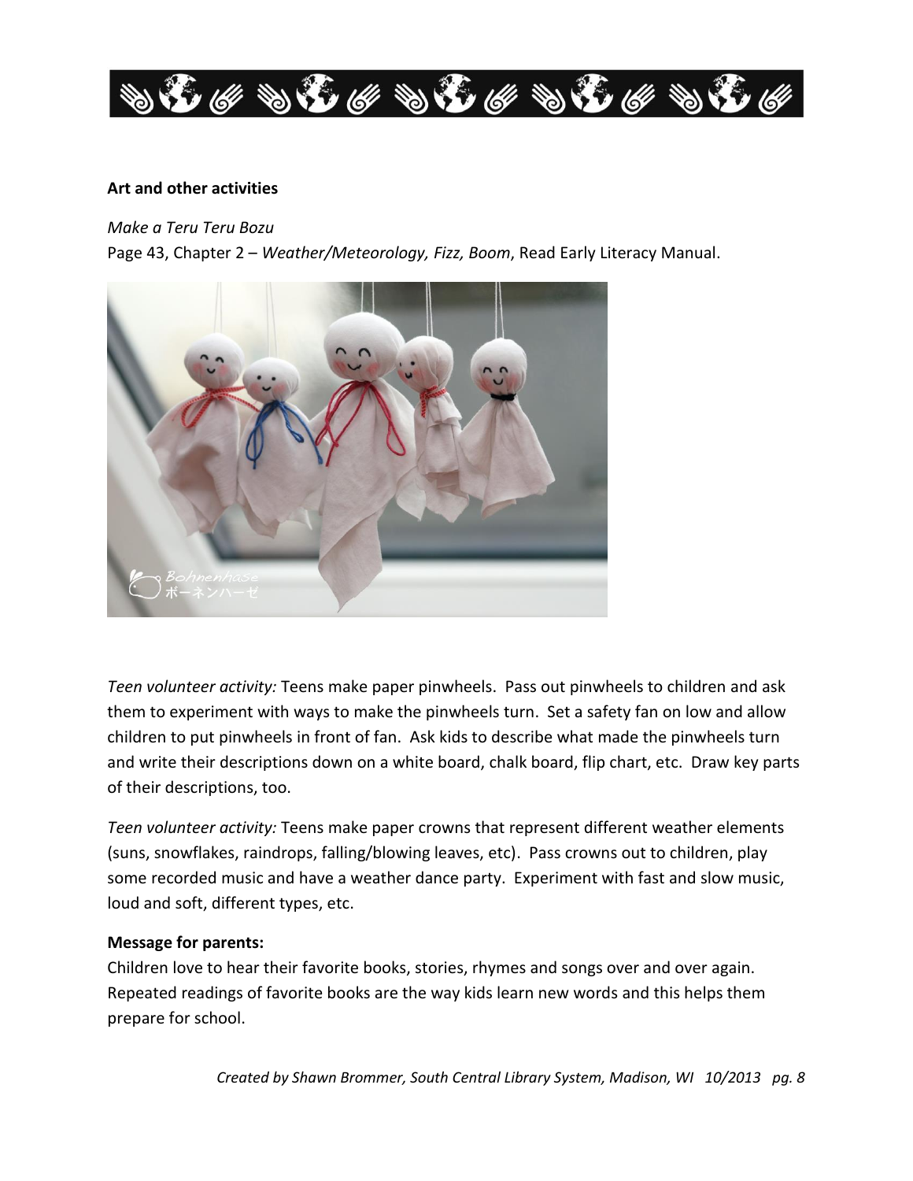**Art and other activities**

*Make a Teru Teru Bozu*
Page 43, Chapter 2 – *Weather/Meteorology, Fizz, Boom*, Read Early Literacy Manual.

*Teen volunteer activity:* Teens make paper pinwheels. Pass out pinwheels to children and ask them to experiment with ways to make the pinwheels turn. Set a safety fan on low and allow children to put pinwheels in front of fan. Ask kids to describe what made the pinwheels turn and write their descriptions down on a white board, chalk board, flip chart, etc. Draw key parts of their descriptions, too.

*Teen volunteer activity:* Teens make paper crowns that represent different weather elements (suns, snowflakes, raindrops, falling/blowing leaves, etc). Pass crowns out to children, play some recorded music and have a weather dance party. Experiment with fast and slow music, loud and soft, different types, etc.

**Message for parents:**
Children love to hear their favorite books, stories, rhymes and songs over and over again. Repeated readings of favorite books are the way kids learn new words and this helps them prepare for school.

*Created by Shawn Brommer, South Central Library System, Madison, WI 10/2013*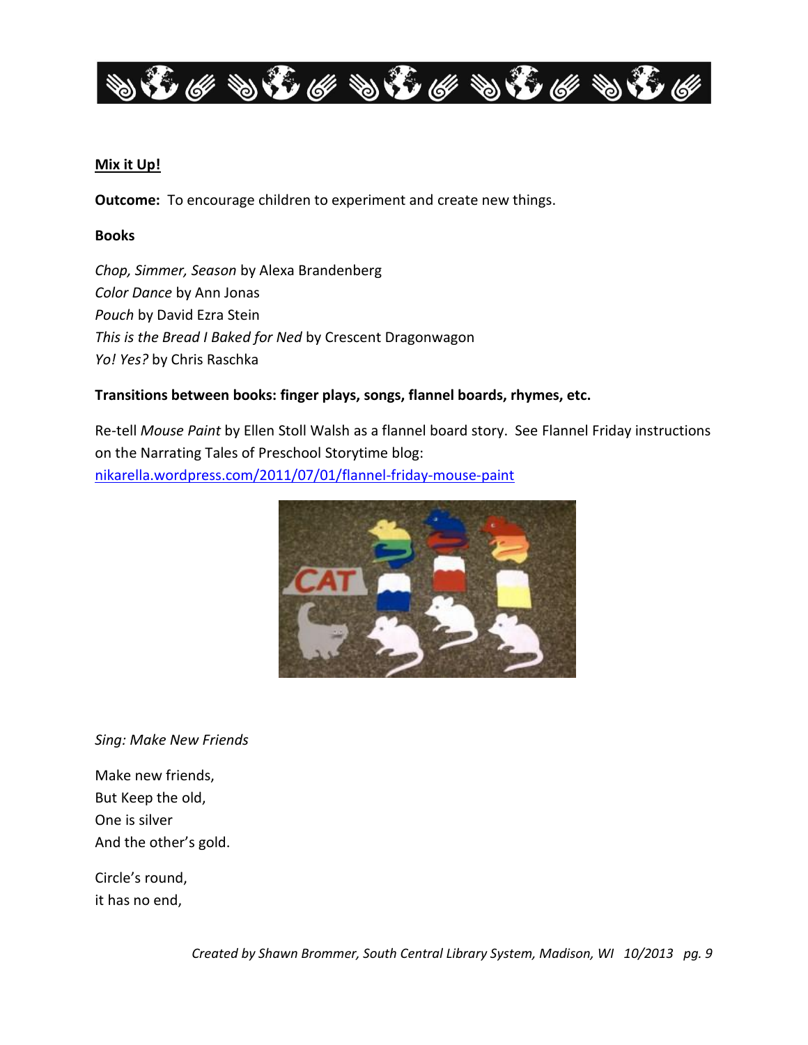**Mix it Up!**

**Outcome:** To encourage children to experiment and create new things.

**Books**

*Chop, Simmer, Season* by Alexa Brandenberg
*Color Dance* by Ann Jonas
*Pouch* by David Ezra Stein
*This is the Bread I Baked for Ned* by Crescent Dragonwagon
*Yo! Yes?* by Chris Raschka

**Transitions between books: finger plays, songs, flannel boards, rhymes, etc.**

Re-tell *Mouse Paint* by Ellen Stoll Walsh as a flannel board story. See Flannel Friday instructions on the Narrating Tales of Preschool Storytime blog: [nikarella.wordpress.com/2011/07/01/flannel-friday-mouse-paint](nikarella.wordpress.com/2011/07/01/flannel-friday-mouse-paint)

*Sing: Make New Friends*

Make new friends,
But Keep the old,
One is silver
And the other's gold.

Circle's round,
it has no end,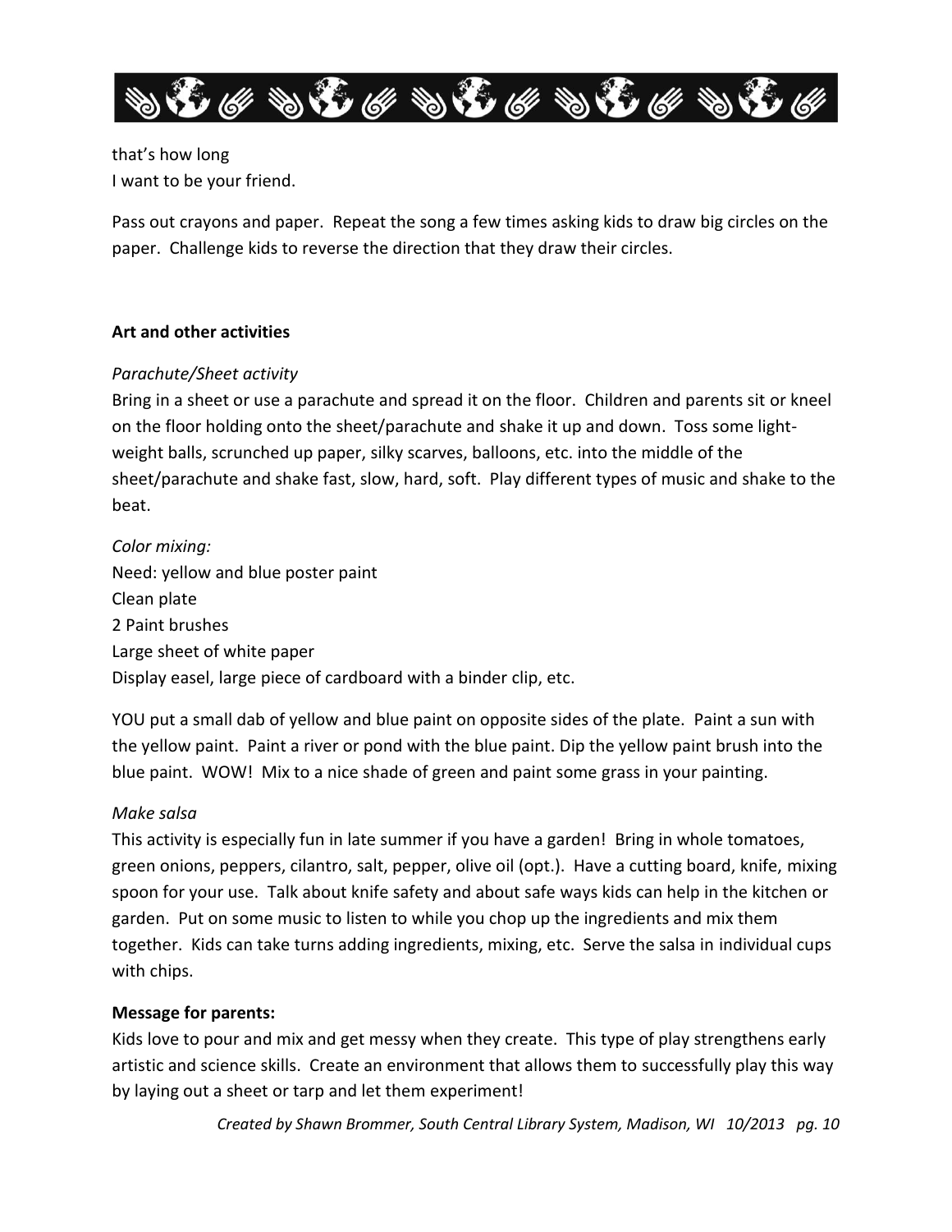that's how long
I want to be your friend.

Pass out crayons and paper. Repeat the song a few times asking kids to draw big circles on the paper. Challenge kids to reverse the direction that they draw their circles.

**Art and other activities**

*Parachute/Sheet activity*
Bring in a sheet or use a parachute and spread it on the floor. Children and parents sit or kneel on the floor holding onto the sheet/parachute and shake it up and down. Toss some light-weight balls, scrunched up paper, silky scarves, balloons, etc. into the middle of the sheet/parachute and shake fast, slow, hard, soft. Play different types of music and shake to the beat.

*Color mixing:*
Need: yellow and blue poster paint
Clean plate
2 Paint brushes
Large sheet of white paper
Display easel, large piece of cardboard with a binder clip, etc.

YOU put a small dab of yellow and blue paint on opposite sides of the plate. Paint a sun with the yellow paint. Paint a river or pond with the blue paint. Dip the yellow paint brush into the blue paint. WOW! Mix to a nice shade of green and paint some grass in your painting.

*Make salsa*
This activity is especially fun in late summer if you have a garden! Bring in whole tomatoes, green onions, peppers, cilantro, salt, pepper, olive oil (opt.). Have a cutting board, knife, mixing spoon for your use. Talk about knife safety and about safe ways kids can help in the kitchen or garden. Put on some music to listen to while you chop up the ingredients and mix them together. Kids can take turns adding ingredients, mixing, etc. Serve the salsa in individual cups with chips.

**Message for parents:**
Kids love to pour and mix and get messy when they create. This type of play strengthens early artistic and science skills. Create an environment that allows them to successfully play this way by laying out a sheet or tarp and let them experiment!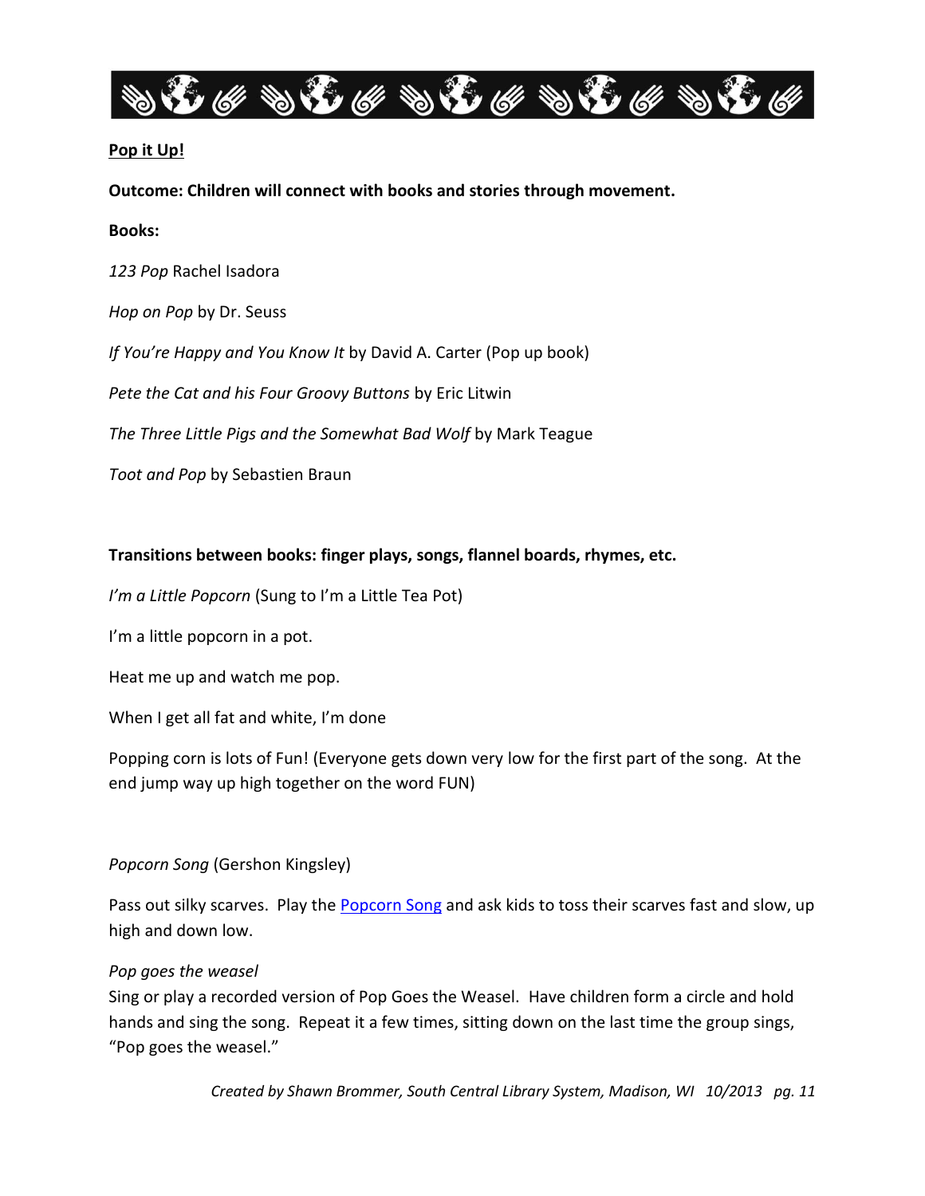**Pop it Up!**

**Outcome: Children will connect with books and stories through movement.**

**Books:**

*123 Pop* Rachel Isadora

*Hop on Pop* by Dr. Seuss

*If You're Happy and You Know It* by David A. Carter (Pop up book)

*Pete the Cat and his Four Groovy Buttons* by Eric Litwin

*The Three Little Pigs and the Somewhat Bad Wolf* by Mark Teague

*Toot and Pop* by Sebastien Braun

**Transitions between books: finger plays, songs, flannel boards, rhymes, etc.**

*I'm a Little Popcorn* (Sung to I'm a Little Tea Pot)

I'm a little popcorn in a pot.

Heat me up and watch me pop.

When I get all fat and white, I'm done

Popping corn is lots of Fun! (Everyone gets down very low for the first part of the song. At the end jump way up high together on the word FUN)

*Popcorn Song* (Gershon Kingsley)

Pass out silky scarves. Play the Popcorn Song and ask kids to toss their scarves fast and slow, up high and down low.

*Pop goes the weasel*

Sing or play a recorded version of Pop Goes the Weasel. Have children form a circle and hold hands and sing the song. Repeat it a few times, sitting down on the last time the group sings, "Pop goes the weasel."

*Created by Shawn Brommer, South Central Library System, Madison, WI 10/2013*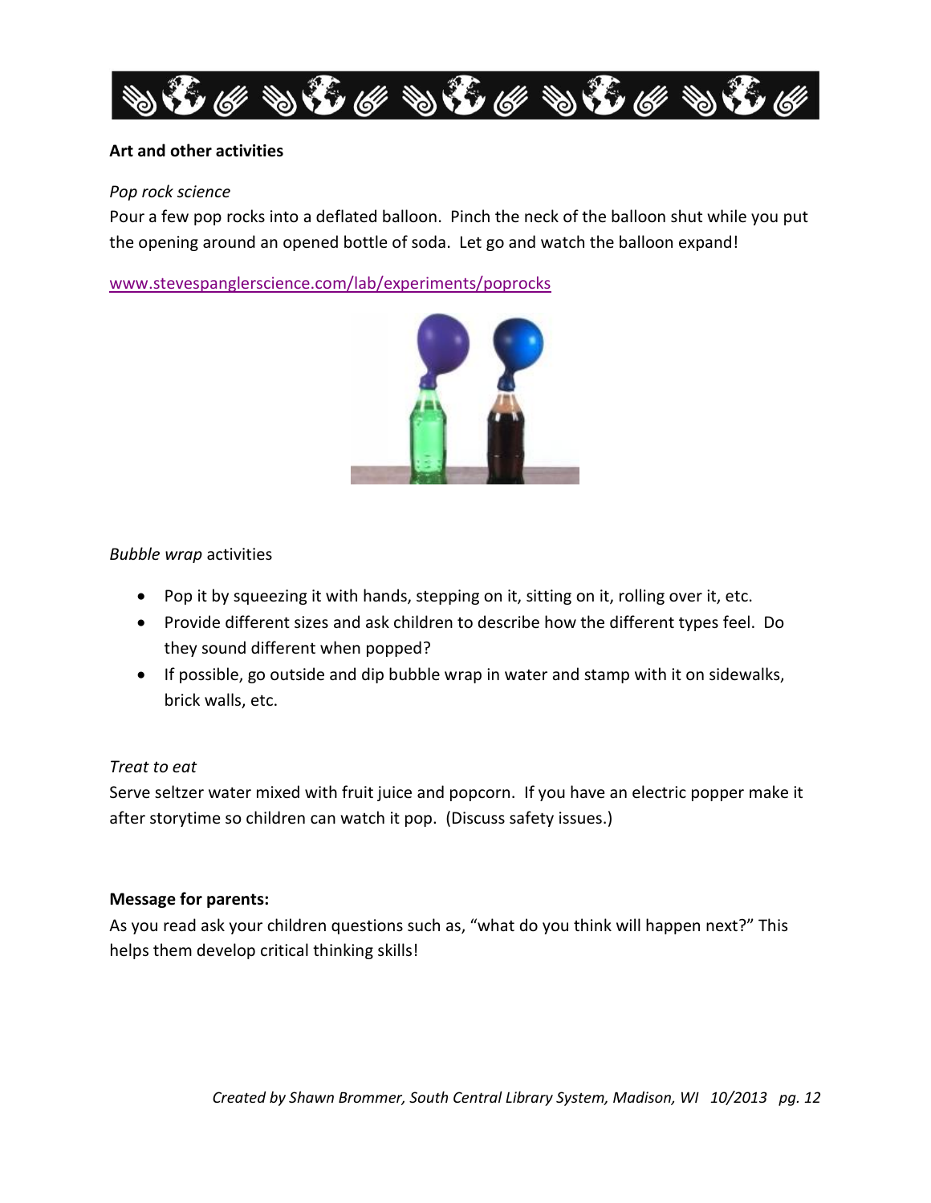**Art and other activities**

*Pop rock science*

Pour a few pop rocks into a deflated balloon. Pinch the neck of the balloon shut while you put the opening around an opened bottle of soda. Let go and watch the balloon expand!

www.stevespanglerscience.com/lab/experiments/poprocks

*Bubble wrap* activities

- Pop it by squeezing it with hands, stepping on it, sitting on it, rolling over it, etc.
- Provide different sizes and ask children to describe how the different types feel. Do they sound different when popped?
- If possible, go outside and dip bubble wrap in water and stamp with it on sidewalks, brick walls, etc.

*Treat to eat*

Serve seltzer water mixed with fruit juice and popcorn. If you have an electric popper make it after storytime so children can watch it pop. (Discuss safety issues.)

**Message for parents:**

As you read ask your children questions such as, "what do you think will happen next?" This helps them develop critical thinking skills!

*Created by Shawn Brommer, South Central Library System, Madison, WI 10/2013*